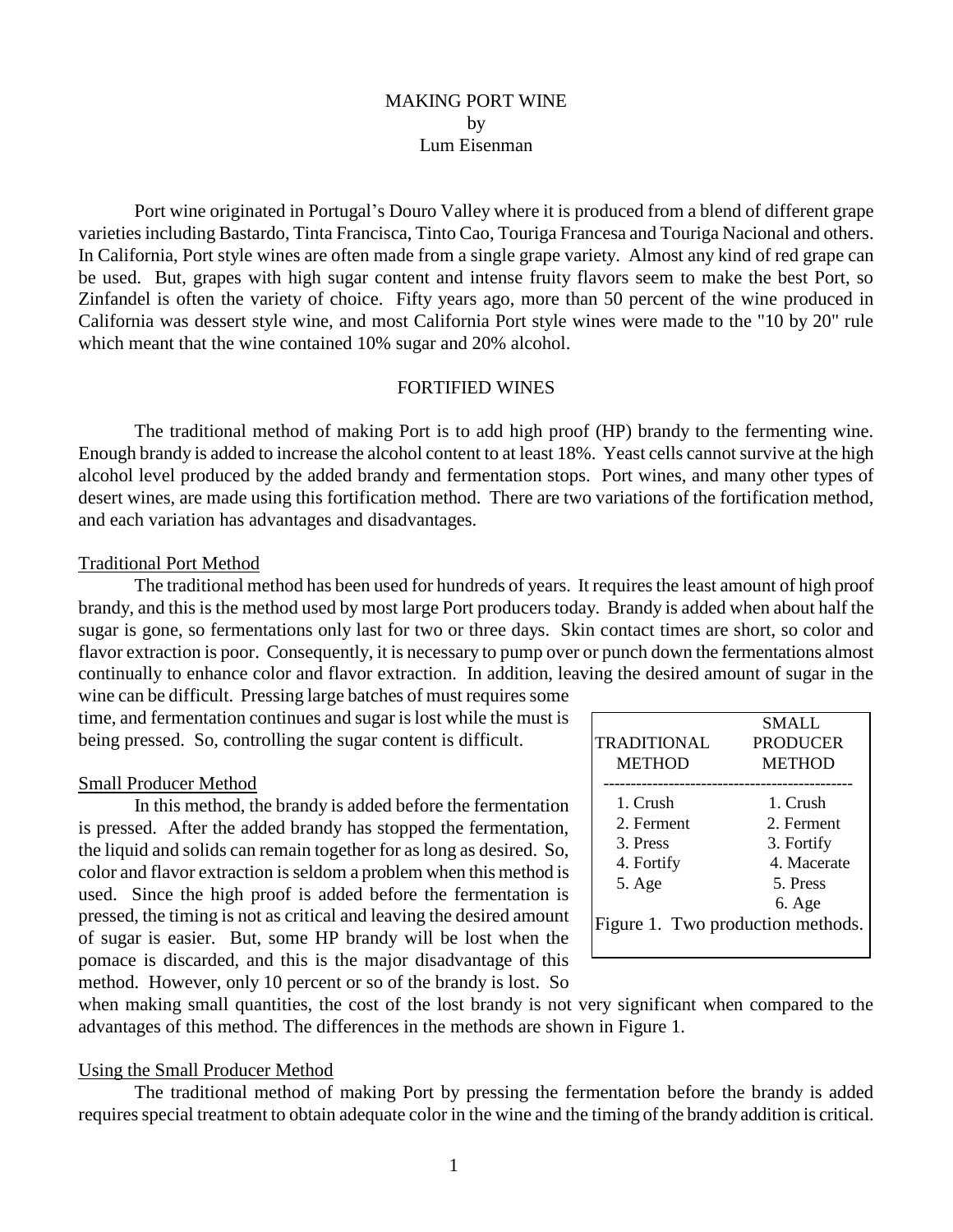# MAKING PORT WINE

by

Lum Eisenman

Port wine originated in Portugal's Douro Valley where it is produced from a blend of different grape varieties including Bastardo, Tinta Francisca, Tinto Cao, Touriga Francesa and Touriga Nacional and others. In California, Port style wines are often made from a single grape variety. Almost any kind of red grape can be used. But, grapes with high sugar content and intense fruity flavors seem to make the best Port, so Zinfandel is often the variety of choice. Fifty years ago, more than 50 percent of the wine produced in California was dessert style wine, and most California Port style wines were made to the "10 by 20" rule which meant that the wine contained 10% sugar and 20% alcohol.

## FORTIFIED WINES

The traditional method of making Port is to add high proof (HP) brandy to the fermenting wine. Enough brandy is added to increase the alcohol content to at least 18%. Yeast cells cannot survive at the high alcohol level produced by the added brandy and fermentation stops. Port wines, and many other types of desert wines, are made using this fortification method. There are two variations of the fortification method, and each variation has advantages and disadvantages.

### Traditional Port Method

The traditional method has been used for hundreds of years. It requires the least amount of high proof brandy, and this is the method used by most large Port producers today. Brandy is added when about half the sugar is gone, so fermentations only last for two or three days. Skin contact times are short, so color and flavor extraction is poor. Consequently, it is necessary to pump over or punch down the fermentations almost continually to enhance color and flavor extraction. In addition, leaving the desired amount of sugar in the wine can be difficult. Pressing large batches of must requires some time, and fermentation continues and sugar is lost while the must is being pressed. So, controlling the sugar content is difficult.

### Small Producer Method

In this method, the brandy is added before the fermentation is pressed. After the added brandy has stopped the fermentation, the liquid and solids can remain together for as long as desired. So, color and flavor extraction is seldom a problem when this method is used. Since the high proof is added before the fermentation is pressed, the timing is not as critical and leaving the desired amount of sugar is easier. But, some HP brandy will be lost when the pomace is discarded, and this is the major disadvantage of this method. However, only 10 percent or so of the brandy is lost. So when making small quantities, the cost of the lost brandy is not very significant when compared to the advantages of this method. The differences in the methods are shown in Figure 1.

| TRADITIONAL METHOD | SMALL PRODUCER METHOD |
|---|---|
| 1. Crush | 1. Crush |
| 2. Ferment | 2. Ferment |
| 3. Press | 3. Fortify |
| 4. Fortify | 4. Macerate |
| 5. Age | 5. Press |
| | 6. Age |

Figure 1. Two production methods.

### Using the Small Producer Method

The traditional method of making Port by pressing the fermentation before the brandy is added requires special treatment to obtain adequate color in the wine and the timing of the brandy addition is critical.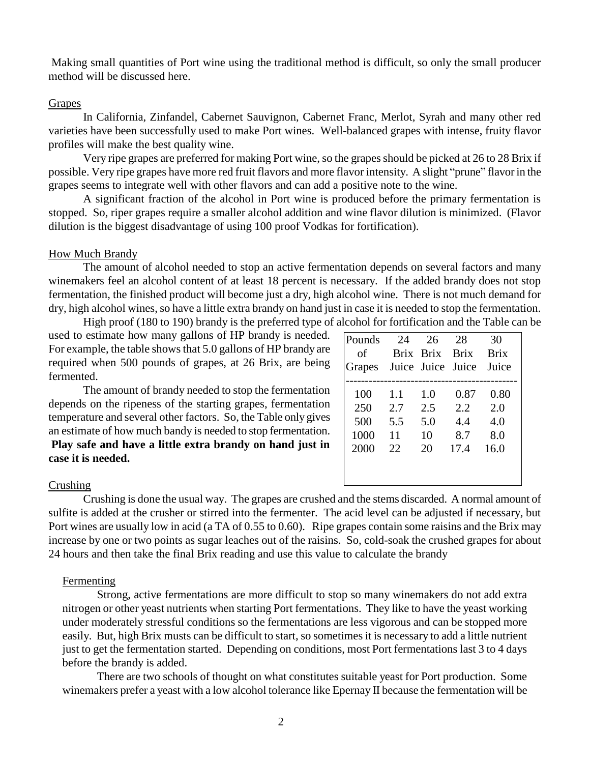Making small quantities of Port wine using the traditional method is difficult, so only the small producer method will be discussed here.

## Grapes

In California, Zinfandel, Cabernet Sauvignon, Cabernet Franc, Merlot, Syrah and many other red varieties have been successfully used to make Port wines. Well-balanced grapes with intense, fruity flavor profiles will make the best quality wine.

Very ripe grapes are preferred for making Port wine, so the grapes should be picked at 26 to 28 Brix if possible. Very ripe grapes have more red fruit flavors and more flavor intensity. A slight "prune" flavor in the grapes seems to integrate well with other flavors and can add a positive note to the wine.

A significant fraction of the alcohol in Port wine is produced before the primary fermentation is stopped. So, riper grapes require a smaller alcohol addition and wine flavor dilution is minimized. (Flavor dilution is the biggest disadvantage of using 100 proof Vodkas for fortification).

## How Much Brandy

The amount of alcohol needed to stop an active fermentation depends on several factors and many winemakers feel an alcohol content of at least 18 percent is necessary. If the added brandy does not stop fermentation, the finished product will become just a dry, high alcohol wine. There is not much demand for dry, high alcohol wines, so have a little extra brandy on hand just in case it is needed to stop the fermentation.

High proof (180 to 190) brandy is the preferred type of alcohol for fortification and the Table can be used to estimate how many gallons of HP brandy is needed. For example, the table shows that 5.0 gallons of HP brandy are required when 500 pounds of grapes, at 26 Brix, are being fermented.

| Pounds of Grapes | 24 Brix Juice | 26 Brix Juice | 28 Brix Juice | 30 Brix Juice |
|---|---|---|---|---|
| 100 | 1.1 | 1.0 | 0.87 | 0.80 |
| 250 | 2.7 | 2.5 | 2.2 | 2.0 |
| 500 | 5.5 | 5.0 | 4.4 | 4.0 |
| 1000 | 11 | 10 | 8.7 | 8.0 |
| 2000 | 22 | 20 | 17.4 | 16.0 |

The amount of brandy needed to stop the fermentation depends on the ripeness of the starting grapes, fermentation temperature and several other factors. So, the Table only gives an estimate of how much bandy is needed to stop fermentation. **Play safe and have a little extra brandy on hand just in case it is needed.**

## Crushing

Crushing is done the usual way. The grapes are crushed and the stems discarded. A normal amount of sulfite is added at the crusher or stirred into the fermenter. The acid level can be adjusted if necessary, but Port wines are usually low in acid (a TA of 0.55 to 0.60). Ripe grapes contain some raisins and the Brix may increase by one or two points as sugar leaches out of the raisins. So, cold-soak the crushed grapes for about 24 hours and then take the final Brix reading and use this value to calculate the brandy

## Fermenting

Strong, active fermentations are more difficult to stop so many winemakers do not add extra nitrogen or other yeast nutrients when starting Port fermentations. They like to have the yeast working under moderately stressful conditions so the fermentations are less vigorous and can be stopped more easily. But, high Brix musts can be difficult to start, so sometimes it is necessary to add a little nutrient just to get the fermentation started. Depending on conditions, most Port fermentations last 3 to 4 days before the brandy is added.

There are two schools of thought on what constitutes suitable yeast for Port production. Some winemakers prefer a yeast with a low alcohol tolerance like Epernay II because the fermentation will be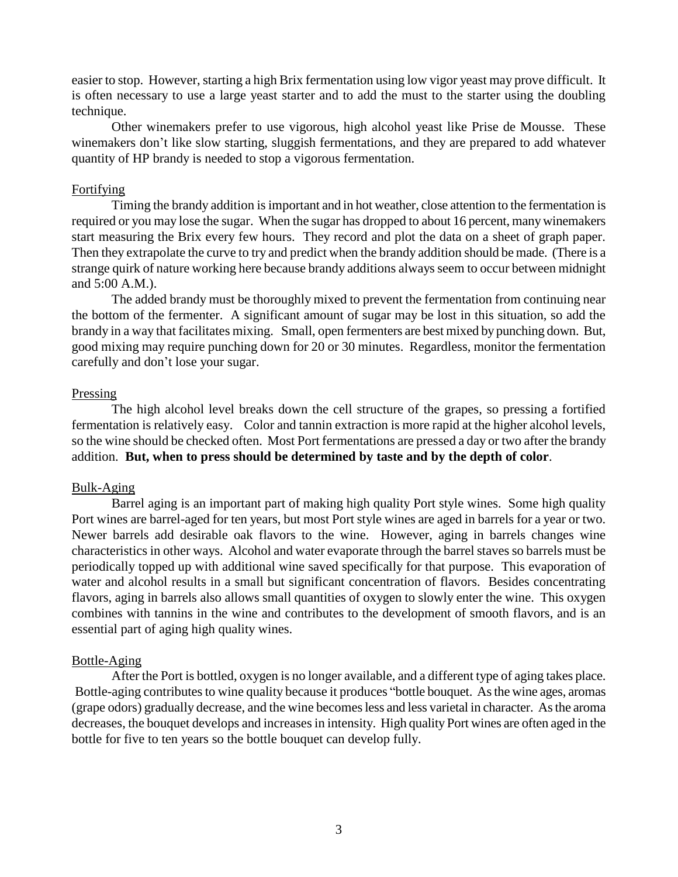easier to stop. However, starting a high Brix fermentation using low vigor yeast may prove difficult. It is often necessary to use a large yeast starter and to add the must to the starter using the doubling technique.

Other winemakers prefer to use vigorous, high alcohol yeast like Prise de Mousse. These winemakers don't like slow starting, sluggish fermentations, and they are prepared to add whatever quantity of HP brandy is needed to stop a vigorous fermentation.

## Fortifying

Timing the brandy addition is important and in hot weather, close attention to the fermentation is required or you may lose the sugar. When the sugar has dropped to about 16 percent, many winemakers start measuring the Brix every few hours. They record and plot the data on a sheet of graph paper. Then they extrapolate the curve to try and predict when the brandy addition should be made. (There is a strange quirk of nature working here because brandy additions always seem to occur between midnight and 5:00 A.M.).

The added brandy must be thoroughly mixed to prevent the fermentation from continuing near the bottom of the fermenter. A significant amount of sugar may be lost in this situation, so add the brandy in a way that facilitates mixing. Small, open fermenters are best mixed by punching down. But, good mixing may require punching down for 20 or 30 minutes. Regardless, monitor the fermentation carefully and don't lose your sugar.

## Pressing

The high alcohol level breaks down the cell structure of the grapes, so pressing a fortified fermentation is relatively easy. Color and tannin extraction is more rapid at the higher alcohol levels, so the wine should be checked often. Most Port fermentations are pressed a day or two after the brandy addition. **But, when to press should be determined by taste and by the depth of color**.

## Bulk-Aging

Barrel aging is an important part of making high quality Port style wines. Some high quality Port wines are barrel-aged for ten years, but most Port style wines are aged in barrels for a year or two. Newer barrels add desirable oak flavors to the wine. However, aging in barrels changes wine characteristics in other ways. Alcohol and water evaporate through the barrel staves so barrels must be periodically topped up with additional wine saved specifically for that purpose. This evaporation of water and alcohol results in a small but significant concentration of flavors. Besides concentrating flavors, aging in barrels also allows small quantities of oxygen to slowly enter the wine. This oxygen combines with tannins in the wine and contributes to the development of smooth flavors, and is an essential part of aging high quality wines.

## Bottle-Aging

After the Port is bottled, oxygen is no longer available, and a different type of aging takes place. Bottle-aging contributes to wine quality because it produces "bottle bouquet. As the wine ages, aromas (grape odors) gradually decrease, and the wine becomes less and less varietal in character. As the aroma decreases, the bouquet develops and increases in intensity. High quality Port wines are often aged in the bottle for five to ten years so the bottle bouquet can develop fully.